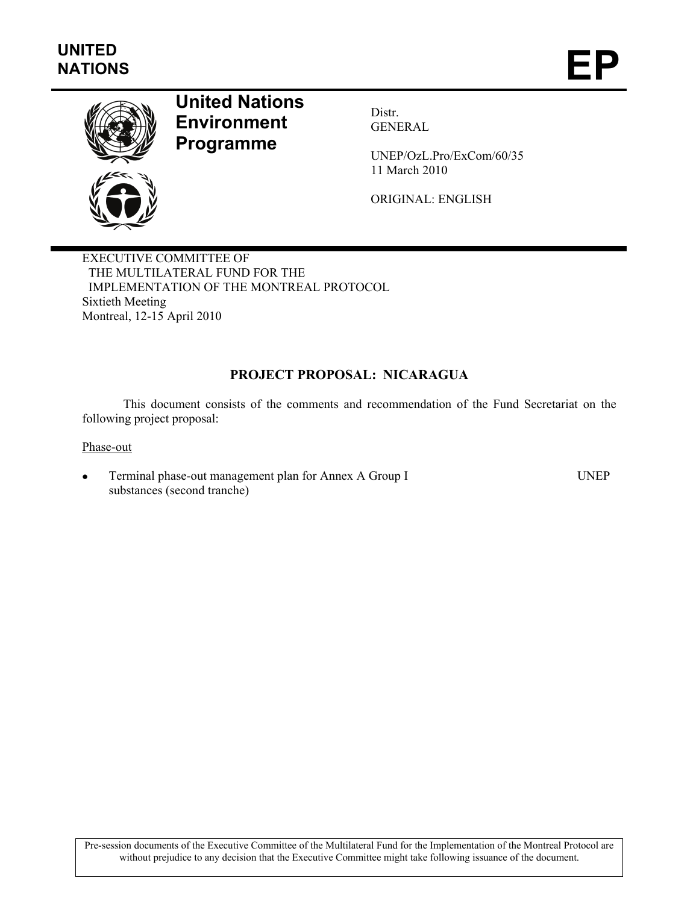UNITED NATIONS

# EP

**United Nations Environment Programme**

Distr.
GENERAL

UNEP/OzL.Pro/ExCom/60/35
11 March 2010

ORIGINAL: ENGLISH

EXECUTIVE COMMITTEE OF
THE MULTILATERAL FUND FOR THE
IMPLEMENTATION OF THE MONTREAL PROTOCOL
Sixtieth Meeting
Montreal, 12-15 April 2010

## PROJECT PROPOSAL: NICARAGUA

This document consists of the comments and recommendation of the Fund Secretariat on the following project proposal:

Phase-out

- Terminal phase-out management plan for Annex A Group I substances (second tranche) UNEP

Pre-session documents of the Executive Committee of the Multilateral Fund for the Implementation of the Montreal Protocol are without prejudice to any decision that the Executive Committee might take following issuance of the document.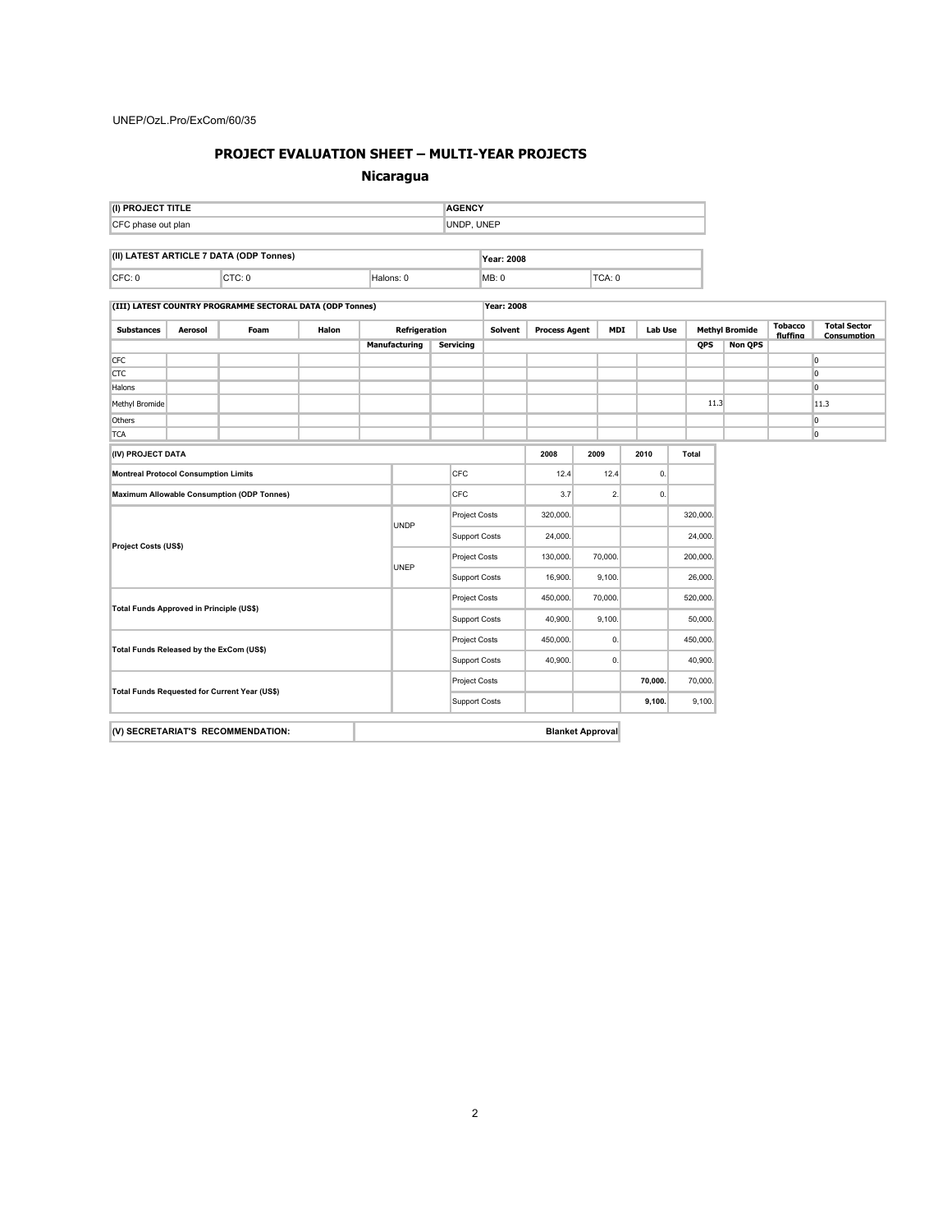## PROJECT EVALUATION SHEET – MULTI-YEAR PROJECTS

### Nicaragua

| (I) PROJECT TITLE | AGENCY |
|---|---|
| CFC phase out plan | UNDP, UNEP |

| (II) LATEST ARTICLE 7 DATA (ODP Tonnes) | | | Year: 2008 | |
|---|---|---|---|---|
| CFC: 0 | CTC: 0 | Halons: 0 | MB: 0 | TCA: 0 |

| (III) LATEST COUNTRY PROGRAMME SECTORAL DATA (ODP Tonnes) | | | | | | Year: 2008 | | | | | | | | |
|---|---|---|---|---|---|---|---|---|---|---|---|---|---|---|
| Substances | Aerosol | Foam | Halon | Refrigeration | | Solvent | Process Agent | MDI | Lab Use | Methyl Bromide | | Tobacco fluffing | Total Sector Consumption |
| | | | | Manufacturing | Servicing | | | | | QPS | Non QPS | | |
| CFC | | | | | | | | | | | | | 0 |
| CTC | | | | | | | | | | | | | 0 |
| Halons | | | | | | | | | | | | | 0 |
| Methyl Bromide | | | | | | | | | | 11.3 | | | 11.3 |
| Others | | | | | | | | | | | | | 0 |
| TCA | | | | | | | | | | | | | 0 |

| (IV) PROJECT DATA | | | 2008 | 2009 | 2010 | Total |
|---|---|---|---|---|---|---|
| Montreal Protocol Consumption Limits | | CFC | 12.4 | 12.4 | 0. | |
| Maximum Allowable Consumption (ODP Tonnes) | | CFC | 3.7 | 2. | 0. | |
| Project Costs (US$) | UNDP | Project Costs | 320,000. | | | 320,000. |
| | | Support Costs | 24,000. | | | 24,000. |
| | UNEP | Project Costs | 130,000. | 70,000. | | 200,000. |
| | | Support Costs | 16,900. | 9,100. | | 26,000. |
| Total Funds Approved in Principle (US$) | | Project Costs | 450,000. | 70,000. | | 520,000. |
| | | Support Costs | 40,900. | 9,100. | | 50,000. |
| Total Funds Released by the ExCom (US$) | | Project Costs | 450,000. | 0. | | 450,000. |
| | | Support Costs | 40,900. | 0. | | 40,900. |
| Total Funds Requested for Current Year (US$) | | Project Costs | | | **70,000.** | 70,000. |
| | | Support Costs | | | **9,100.** | 9,100. |

| (V) SECRETARIAT'S RECOMMENDATION: | Blanket Approval |
|---|---|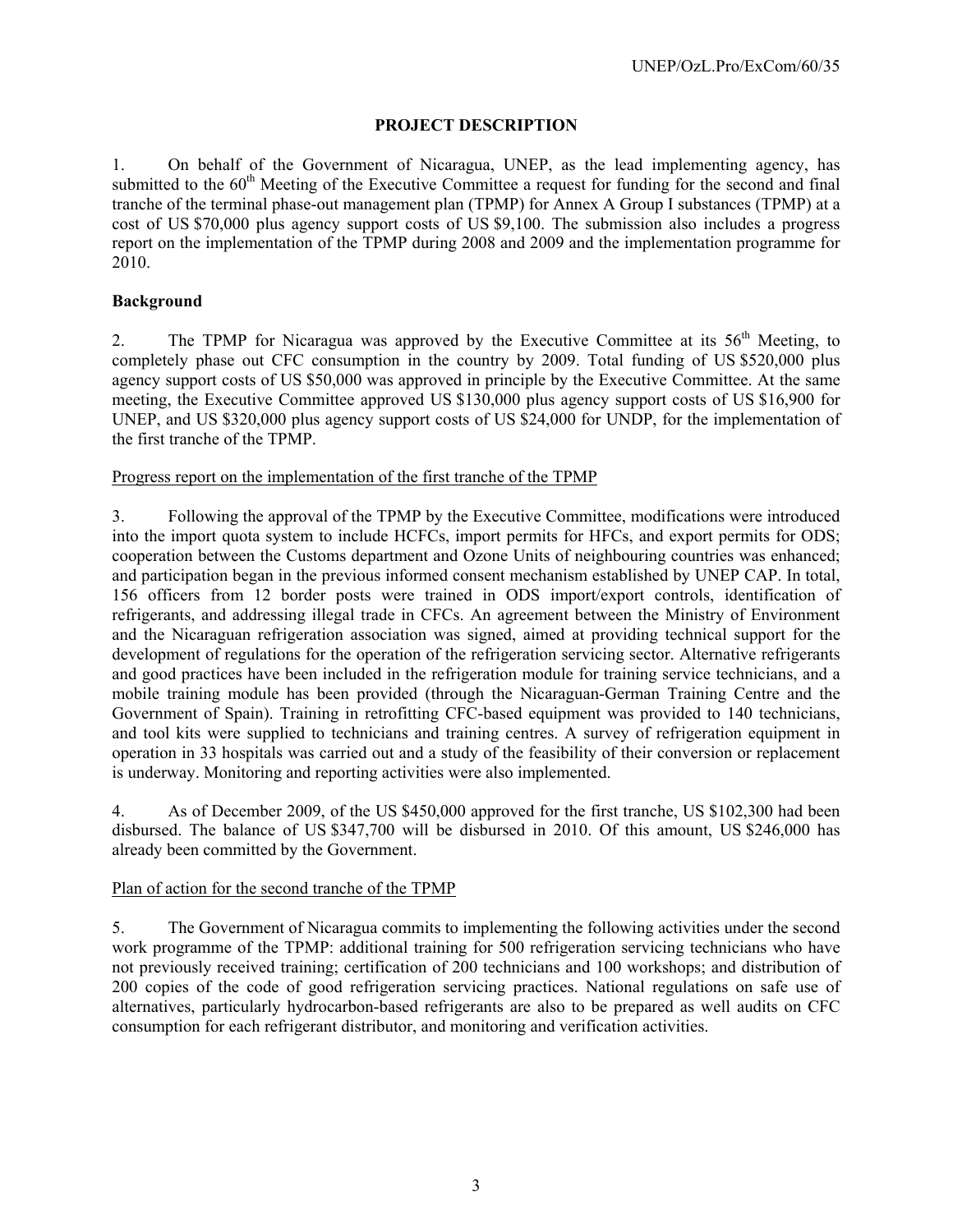## PROJECT DESCRIPTION

1. On behalf of the Government of Nicaragua, UNEP, as the lead implementing agency, has submitted to the 60th Meeting of the Executive Committee a request for funding for the second and final tranche of the terminal phase-out management plan (TPMP) for Annex A Group I substances (TPMP) at a cost of US $70,000 plus agency support costs of US $9,100. The submission also includes a progress report on the implementation of the TPMP during 2008 and 2009 and the implementation programme for 2010.

**Background**

2. The TPMP for Nicaragua was approved by the Executive Committee at its 56th Meeting, to completely phase out CFC consumption in the country by 2009. Total funding of US $520,000 plus agency support costs of US $50,000 was approved in principle by the Executive Committee. At the same meeting, the Executive Committee approved US $130,000 plus agency support costs of US $16,900 for UNEP, and US $320,000 plus agency support costs of US $24,000 for UNDP, for the implementation of the first tranche of the TPMP.

<u>Progress report on the implementation of the first tranche of the TPMP</u>

3. Following the approval of the TPMP by the Executive Committee, modifications were introduced into the import quota system to include HCFCs, import permits for HFCs, and export permits for ODS; cooperation between the Customs department and Ozone Units of neighbouring countries was enhanced; and participation began in the previous informed consent mechanism established by UNEP CAP. In total, 156 officers from 12 border posts were trained in ODS import/export controls, identification of refrigerants, and addressing illegal trade in CFCs. An agreement between the Ministry of Environment and the Nicaraguan refrigeration association was signed, aimed at providing technical support for the development of regulations for the operation of the refrigeration servicing sector. Alternative refrigerants and good practices have been included in the refrigeration module for training service technicians, and a mobile training module has been provided (through the Nicaraguan-German Training Centre and the Government of Spain). Training in retrofitting CFC-based equipment was provided to 140 technicians, and tool kits were supplied to technicians and training centres. A survey of refrigeration equipment in operation in 33 hospitals was carried out and a study of the feasibility of their conversion or replacement is underway. Monitoring and reporting activities were also implemented.

4. As of December 2009, of the US $450,000 approved for the first tranche, US $102,300 had been disbursed. The balance of US $347,700 will be disbursed in 2010. Of this amount, US $246,000 has already been committed by the Government.

<u>Plan of action for the second tranche of the TPMP</u>

5. The Government of Nicaragua commits to implementing the following activities under the second work programme of the TPMP: additional training for 500 refrigeration servicing technicians who have not previously received training; certification of 200 technicians and 100 workshops; and distribution of 200 copies of the code of good refrigeration servicing practices. National regulations on safe use of alternatives, particularly hydrocarbon-based refrigerants are also to be prepared as well audits on CFC consumption for each refrigerant distributor, and monitoring and verification activities.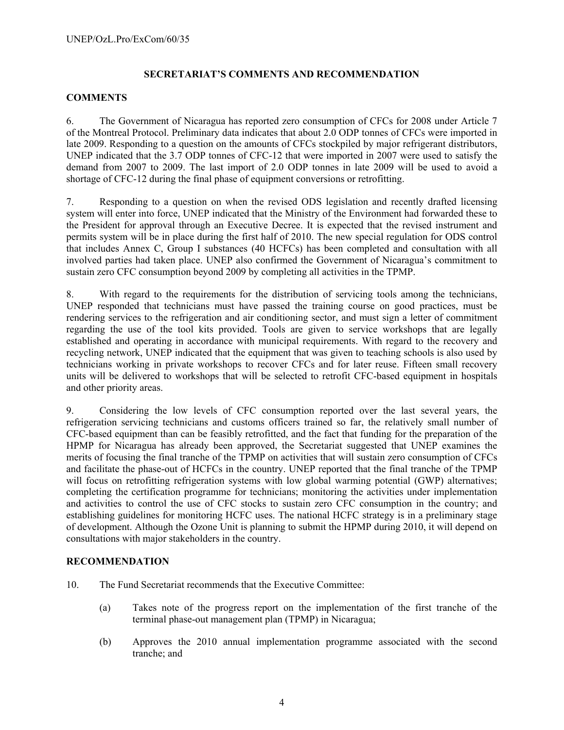## SECRETARIAT'S COMMENTS AND RECOMMENDATION

### COMMENTS

6. The Government of Nicaragua has reported zero consumption of CFCs for 2008 under Article 7 of the Montreal Protocol. Preliminary data indicates that about 2.0 ODP tonnes of CFCs were imported in late 2009. Responding to a question on the amounts of CFCs stockpiled by major refrigerant distributors, UNEP indicated that the 3.7 ODP tonnes of CFC-12 that were imported in 2007 were used to satisfy the demand from 2007 to 2009. The last import of 2.0 ODP tonnes in late 2009 will be used to avoid a shortage of CFC-12 during the final phase of equipment conversions or retrofitting.

7. Responding to a question on when the revised ODS legislation and recently drafted licensing system will enter into force, UNEP indicated that the Ministry of the Environment had forwarded these to the President for approval through an Executive Decree. It is expected that the revised instrument and permits system will be in place during the first half of 2010. The new special regulation for ODS control that includes Annex C, Group I substances (40 HCFCs) has been completed and consultation with all involved parties had taken place. UNEP also confirmed the Government of Nicaragua's commitment to sustain zero CFC consumption beyond 2009 by completing all activities in the TPMP.

8. With regard to the requirements for the distribution of servicing tools among the technicians, UNEP responded that technicians must have passed the training course on good practices, must be rendering services to the refrigeration and air conditioning sector, and must sign a letter of commitment regarding the use of the tool kits provided. Tools are given to service workshops that are legally established and operating in accordance with municipal requirements. With regard to the recovery and recycling network, UNEP indicated that the equipment that was given to teaching schools is also used by technicians working in private workshops to recover CFCs and for later reuse. Fifteen small recovery units will be delivered to workshops that will be selected to retrofit CFC-based equipment in hospitals and other priority areas.

9. Considering the low levels of CFC consumption reported over the last several years, the refrigeration servicing technicians and customs officers trained so far, the relatively small number of CFC-based equipment than can be feasibly retrofitted, and the fact that funding for the preparation of the HPMP for Nicaragua has already been approved, the Secretariat suggested that UNEP examines the merits of focusing the final tranche of the TPMP on activities that will sustain zero consumption of CFCs and facilitate the phase-out of HCFCs in the country. UNEP reported that the final tranche of the TPMP will focus on retrofitting refrigeration systems with low global warming potential (GWP) alternatives; completing the certification programme for technicians; monitoring the activities under implementation and activities to control the use of CFC stocks to sustain zero CFC consumption in the country; and establishing guidelines for monitoring HCFC uses. The national HCFC strategy is in a preliminary stage of development. Although the Ozone Unit is planning to submit the HPMP during 2010, it will depend on consultations with major stakeholders in the country.

### RECOMMENDATION

10. The Fund Secretariat recommends that the Executive Committee:

(a) Takes note of the progress report on the implementation of the first tranche of the terminal phase-out management plan (TPMP) in Nicaragua;

(b) Approves the 2010 annual implementation programme associated with the second tranche; and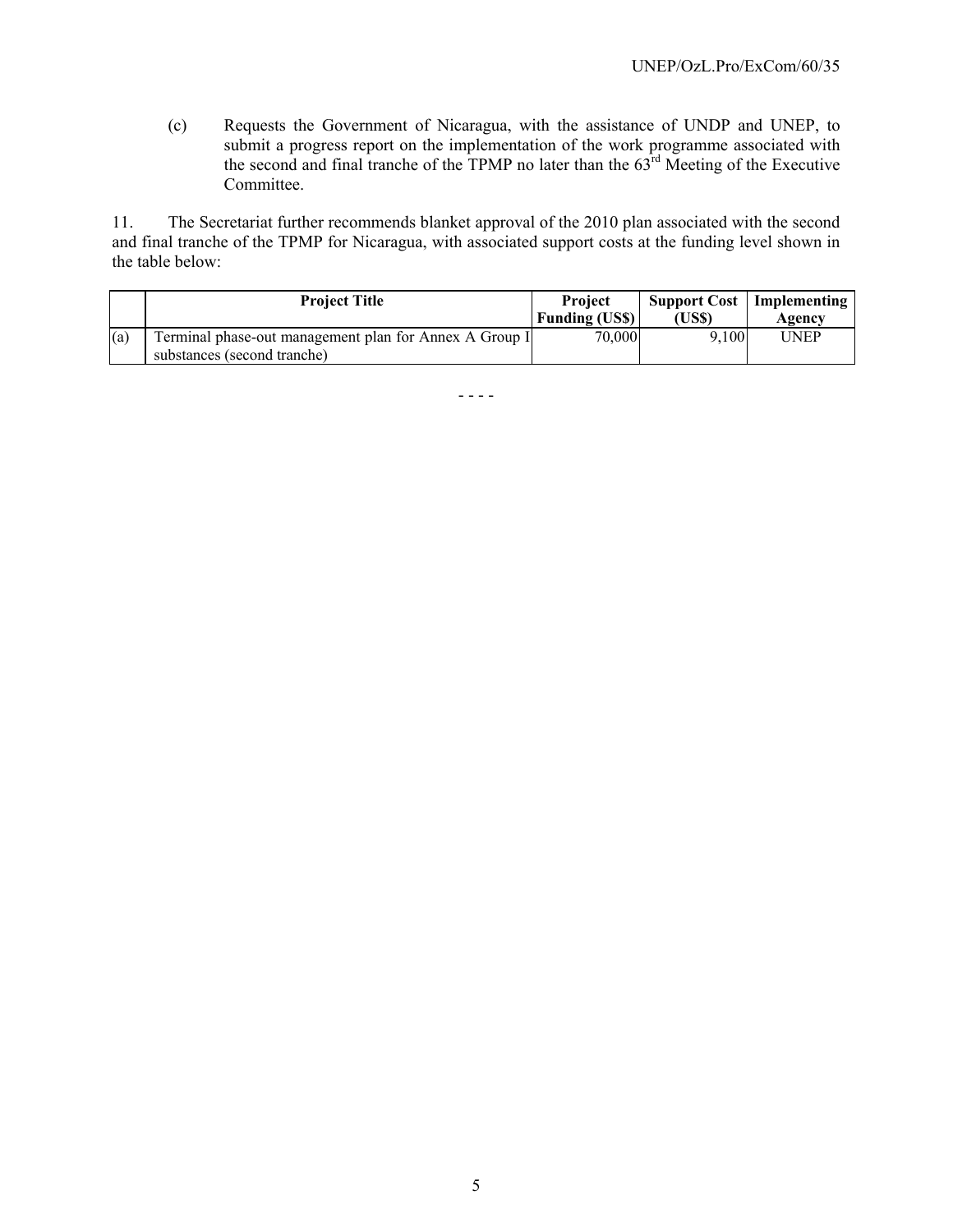(c) Requests the Government of Nicaragua, with the assistance of UNDP and UNEP, to submit a progress report on the implementation of the work programme associated with the second and final tranche of the TPMP no later than the 63rd Meeting of the Executive Committee.

11. The Secretariat further recommends blanket approval of the 2010 plan associated with the second and final tranche of the TPMP for Nicaragua, with associated support costs at the funding level shown in the table below:

| | Project Title | Project Funding (US$) | Support Cost (US$) | Implementing Agency |
|---|---|---|---|---|
| (a) | Terminal phase-out management plan for Annex A Group I substances (second tranche) | 70,000 | 9,100 | UNEP |

- - - -